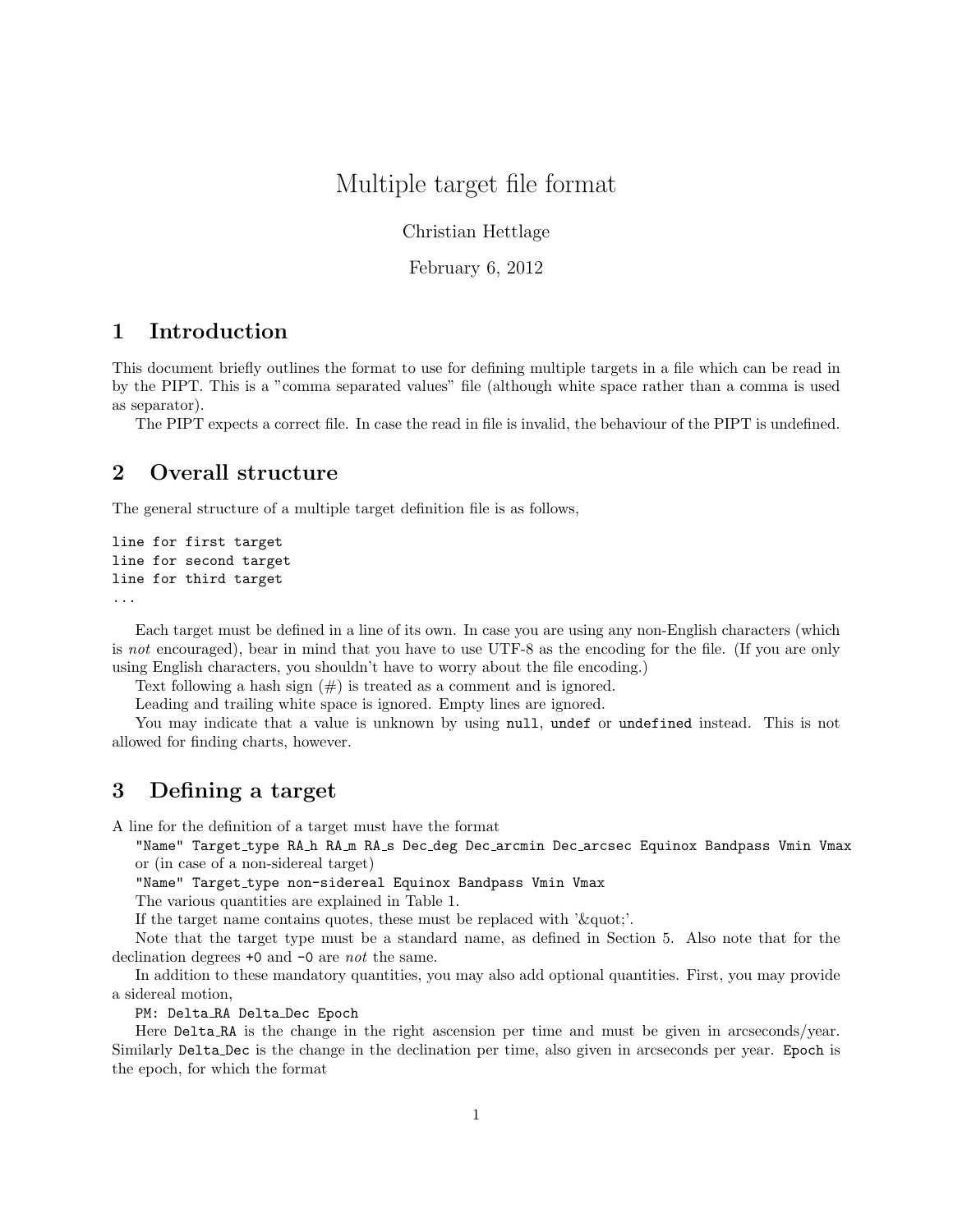# Multiple target file format

Christian Hettlage

February 6, 2012

## 1 Introduction

This document briefly outlines the format to use for defining multiple targets in a file which can be read in by the PIPT. This is a "comma separated values" file (although white space rather than a comma is used as separator).

The PIPT expects a correct file. In case the read in file is invalid, the behaviour of the PIPT is undefined.

## 2 Overall structure

The general structure of a multiple target definition file is as follows,

```
line for first target
line for second target
line for third target
...
```

Each target must be defined in a line of its own. In case you are using any non-English characters (which is *not* encouraged), bear in mind that you have to use UTF-8 as the encoding for the file. (If you are only using English characters, you shouldn't have to worry about the file encoding.)

Text following a hash sign (#) is treated as a comment and is ignored.

Leading and trailing white space is ignored. Empty lines are ignored.

You may indicate that a value is unknown by using `null`, `undef` or `undefined` instead. This is not allowed for finding charts, however.

## 3 Defining a target

A line for the definition of a target must have the format

`"Name" Target_type RA_h RA_m RA_s Dec_deg Dec_arcmin Dec_arcsec Equinox Bandpass Vmin Vmax`

or (in case of a non-sidereal target)

`"Name" Target_type non-sidereal Equinox Bandpass Vmin Vmax`

The various quantities are explained in Table 1.

If the target name contains quotes, these must be replaced with '&quot;'.

Note that the target type must be a standard name, as defined in Section 5. Also note that for the declination degrees `+0` and `-0` are *not* the same.

In addition to these mandatory quantities, you may also add optional quantities. First, you may provide a sidereal motion,

`PM: Delta_RA Delta_Dec Epoch`

Here `Delta_RA` is the change in the right ascension per time and must be given in arcseconds/year. Similarly `Delta_Dec` is the change in the declination per time, also given in arcseconds per year. `Epoch` is the epoch, for which the format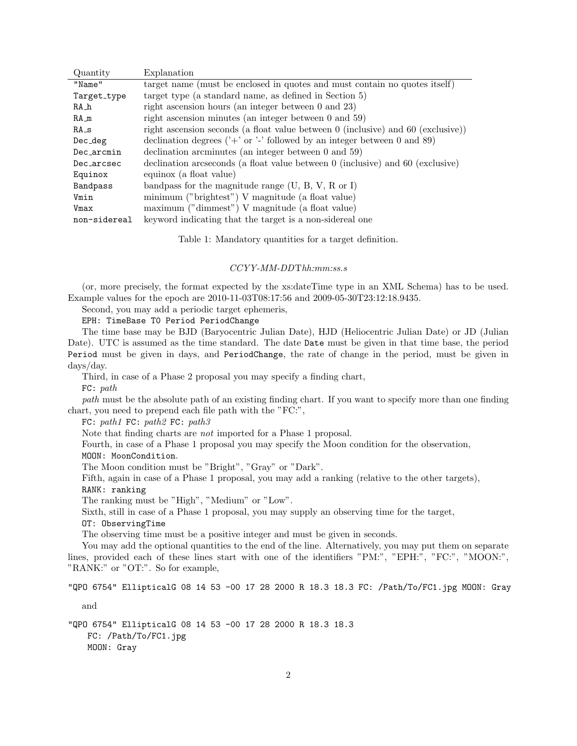| Quantity | Explanation |
|---|---|
| `"Name"` | target name (must be enclosed in quotes and must contain no quotes itself) |
| `Target_type` | target type (a standard name, as defined in Section 5) |
| `RA_h` | right ascension hours (an integer between 0 and 23) |
| `RA_m` | right ascension minutes (an integer between 0 and 59) |
| `RA_s` | right ascension seconds (a float value between 0 (inclusive) and 60 (exclusive)) |
| `Dec_deg` | declination degrees ('+' or '-' followed by an integer between 0 and 89) |
| `Dec_arcmin` | declination arcminutes (an integer between 0 and 59) |
| `Dec_arcsec` | declination arcseconds (a float value between 0 (inclusive) and 60 (exclusive) |
| `Equinox` | equinox (a float value) |
| `Bandpass` | bandpass for the magnitude range (U, B, V, R or I) |
| `Vmin` | minimum ("brightest") V magnitude (a float value) |
| `Vmax` | maximum ("dimmest") V magnitude (a float value) |
| `non-sidereal` | keyword indicating that the target is a non-sidereal one |

Table 1: Mandatory quantities for a target definition.

*CCYY-MM-DD*T*hh:mm:ss.s*

(or, more precisely, the format expected by the xs:dateTime type in an XML Schema) has to be used. Example values for the epoch are 2010-11-03T08:17:56 and 2009-05-30T23:12:18.9435.

Second, you may add a periodic target ephemeris,

`EPH: TimeBase T0 Period PeriodChange`

The time base may be BJD (Baryocentric Julian Date), HJD (Heliocentric Julian Date) or JD (Julian Date). UTC is assumed as the time standard. The date `Date` must be given in that time base, the period `Period` must be given in days, and `PeriodChange`, the rate of change in the period, must be given in days/day.

Third, in case of a Phase 2 proposal you may specify a finding chart,

`FC:` *path*

*path* must be the absolute path of an existing finding chart. If you want to specify more than one finding chart, you need to prepend each file path with the "FC:",

`FC:` *path1* `FC:` *path2* `FC:` *path3*

Note that finding charts are *not* imported for a Phase 1 proposal.

Fourth, in case of a Phase 1 proposal you may specify the Moon condition for the observation,

`MOON: MoonCondition`.

The Moon condition must be "Bright", "Gray" or "Dark".

Fifth, again in case of a Phase 1 proposal, you may add a ranking (relative to the other targets),

`RANK: ranking`

The ranking must be "High", "Medium" or "Low".

Sixth, still in case of a Phase 1 proposal, you may supply an observing time for the target,

`OT: ObservingTime`

The observing time must be a positive integer and must be given in seconds.

You may add the optional quantities to the end of the line. Alternatively, you may put them on separate lines, provided each of these lines start with one of the identifiers "PM:", "EPH:", "FC:", "MOON:", "RANK:" or "OT:". So for example,

```
"QPO 6754" EllipticalG 08 14 53 -00 17 28 2000 R 18.3 18.3 FC: /Path/To/FC1.jpg MOON: Gray
```

and

```
"QPO 6754" EllipticalG 08 14 53 -00 17 28 2000 R 18.3 18.3
    FC: /Path/To/FC1.jpg
    MOON: Gray
```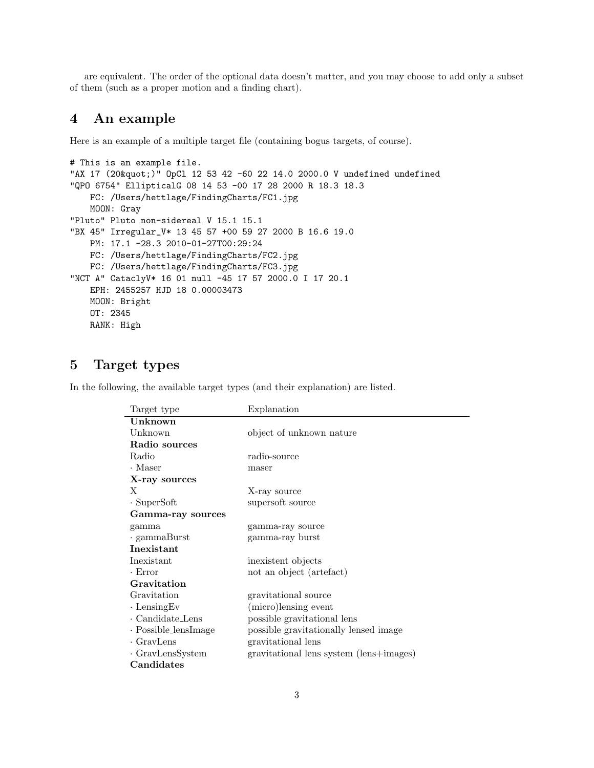are equivalent. The order of the optional data doesn't matter, and you may choose to add only a subset of them (such as a proper motion and a finding chart).

## 4 An example

Here is an example of a multiple target file (containing bogus targets, of course).

```
# This is an example file.
"AX 17 (20&quot;)" OpCl 12 53 42 -60 22 14.0 2000.0 V undefined undefined
"QPO 6754" EllipticalG 08 14 53 -00 17 28 2000 R 18.3 18.3
    FC: /Users/hettlage/FindingCharts/FC1.jpg
    MOON: Gray
"Pluto" Pluto non-sidereal V 15.1 15.1
"BX 45" Irregular_V* 13 45 57 +00 59 27 2000 B 16.6 19.0
    PM: 17.1 -28.3 2010-01-27T00:29:24
    FC: /Users/hettlage/FindingCharts/FC2.jpg
    FC: /Users/hettlage/FindingCharts/FC3.jpg
"NCT A" CataclyV* 16 01 null -45 17 57 2000.0 I 17 20.1
    EPH: 2455257 HJD 18 0.00003473
    MOON: Bright
    OT: 2345
    RANK: High
```

## 5 Target types

In the following, the available target types (and their explanation) are listed.

| Target type | Explanation |
|---|---|
| **Unknown** | |
| Unknown | object of unknown nature |
| **Radio sources** | |
| Radio | radio-source |
| · Maser | maser |
| **X-ray sources** | |
| X | X-ray source |
| · SuperSoft | supersoft source |
| **Gamma-ray sources** | |
| gamma | gamma-ray source |
| · gammaBurst | gamma-ray burst |
| **Inexistant** | |
| Inexistant | inexistent objects |
| · Error | not an object (artefact) |
| **Gravitation** | |
| Gravitation | gravitational source |
| · LensingEv | (micro)lensing event |
| · Candidate_Lens | possible gravitational lens |
| · Possible_lensImage | possible gravitationally lensed image |
| · GravLens | gravitational lens |
| · GravLensSystem | gravitational lens system (lens+images) |
| **Candidates** | |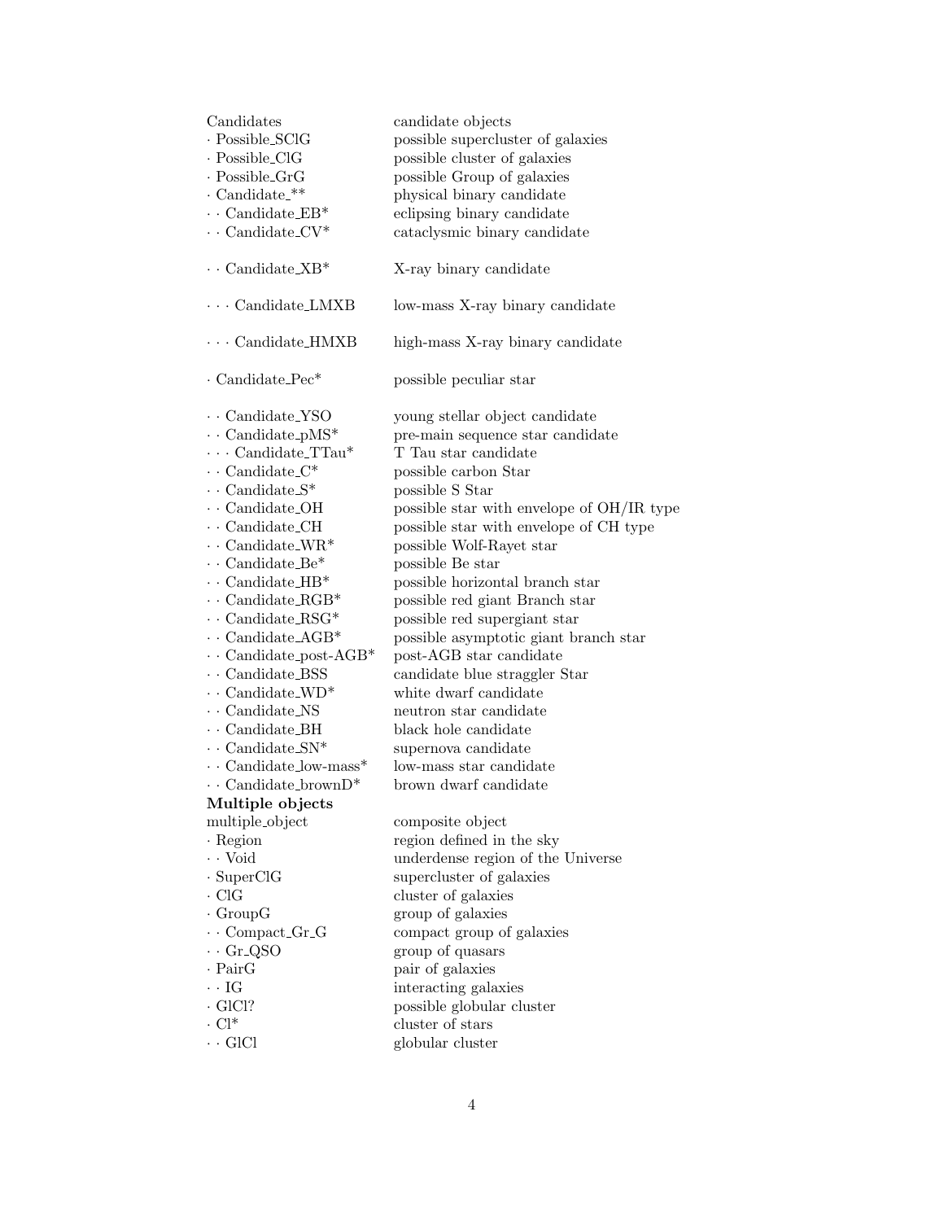| | |
|---|---|
| Candidates | candidate objects |
| · Possible_SClG | possible supercluster of galaxies |
| · Possible_ClG | possible cluster of galaxies |
| · Possible_GrG | possible Group of galaxies |
| · Candidate_** | physical binary candidate |
| · · Candidate_EB* | eclipsing binary candidate |
| · · Candidate_CV* | cataclysmic binary candidate |
| · · Candidate_XB* | X-ray binary candidate |
| · · · Candidate_LMXB | low-mass X-ray binary candidate |
| · · · Candidate_HMXB | high-mass X-ray binary candidate |
| · Candidate_Pec* | possible peculiar star |
| · · Candidate_YSO | young stellar object candidate |
| · · Candidate_pMS* | pre-main sequence star candidate |
| · · · Candidate_TTau* | T Tau star candidate |
| · · Candidate_C* | possible carbon Star |
| · · Candidate_S* | possible S Star |
| · · Candidate_OH | possible star with envelope of OH/IR type |
| · · Candidate_CH | possible star with envelope of CH type |
| · · Candidate_WR* | possible Wolf-Rayet star |
| · · Candidate_Be* | possible Be star |
| · · Candidate_HB* | possible horizontal branch star |
| · · Candidate_RGB* | possible red giant Branch star |
| · · Candidate_RSG* | possible red supergiant star |
| · · Candidate_AGB* | possible asymptotic giant branch star |
| · · Candidate_post-AGB* | post-AGB star candidate |
| · · Candidate_BSS | candidate blue straggler Star |
| · · Candidate_WD* | white dwarf candidate |
| · · Candidate_NS | neutron star candidate |
| · · Candidate_BH | black hole candidate |
| · · Candidate_SN* | supernova candidate |
| · · Candidate_low-mass* | low-mass star candidate |
| · · Candidate_brownD* | brown dwarf candidate |
| **Multiple objects** | |
| multiple_object | composite object |
| · Region | region defined in the sky |
| · · Void | underdense region of the Universe |
| · SuperClG | supercluster of galaxies |
| · ClG | cluster of galaxies |
| · GroupG | group of galaxies |
| · · Compact_Gr_G | compact group of galaxies |
| · · Gr_QSO | group of quasars |
| · PairG | pair of galaxies |
| · · IG | interacting galaxies |
| · GlCl? | possible globular cluster |
| · Cl* | cluster of stars |
| · · GlCl | globular cluster |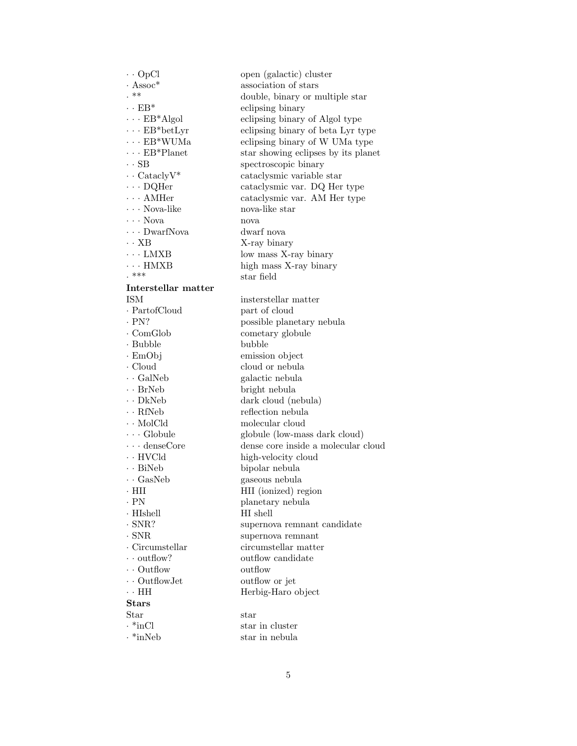| | |
|---|---|
| · · OpCl | open (galactic) cluster |
| · Assoc* | association of stars |
| . ** | double, binary or multiple star |
| · · EB* | eclipsing binary |
| · · · EB*Algol | eclipsing binary of Algol type |
| · · · EB*betLyr | eclipsing binary of beta Lyr type |
| · · · EB*WUMa | eclipsing binary of W UMa type |
| · · · EB*Planet | star showing eclipses by its planet |
| · · SB | spectroscopic binary |
| · · CataclyV* | cataclysmic variable star |
| · · · DQHer | cataclysmic var. DQ Her type |
| · · · AMHer | cataclysmic var. AM Her type |
| · · · Nova-like | nova-like star |
| · · · Nova | nova |
| · · · DwarfNova | dwarf nova |
| · · XB | X-ray binary |
| · · · LMXB | low mass X-ray binary |
| · · · HMXB | high mass X-ray binary |
| . *** | star field |
| **Interstellar matter** | |
| ISM | insterstellar matter |
| · PartofCloud | part of cloud |
| · PN? | possible planetary nebula |
| · ComGlob | cometary globule |
| · Bubble | bubble |
| · EmObj | emission object |
| · Cloud | cloud or nebula |
| · · GalNeb | galactic nebula |
| · · BrNeb | bright nebula |
| · · DkNeb | dark cloud (nebula) |
| · · RfNeb | reflection nebula |
| · · MolCld | molecular cloud |
| · · · Globule | globule (low-mass dark cloud) |
| · · · denseCore | dense core inside a molecular cloud |
| · · HVCld | high-velocity cloud |
| · · BiNeb | bipolar nebula |
| · · GasNeb | gaseous nebula |
| · HII | HII (ionized) region |
| · PN | planetary nebula |
| · HIshell | HI shell |
| · SNR? | supernova remnant candidate |
| · SNR | supernova remnant |
| · Circumstellar | circumstellar matter |
| · · outflow? | outflow candidate |
| · · Outflow | outflow |
| · · OutflowJet | outflow or jet |
| · · HH | Herbig-Haro object |
| **Stars** | |
| Star | star |
| · *inCl | star in cluster |
| · *inNeb | star in nebula |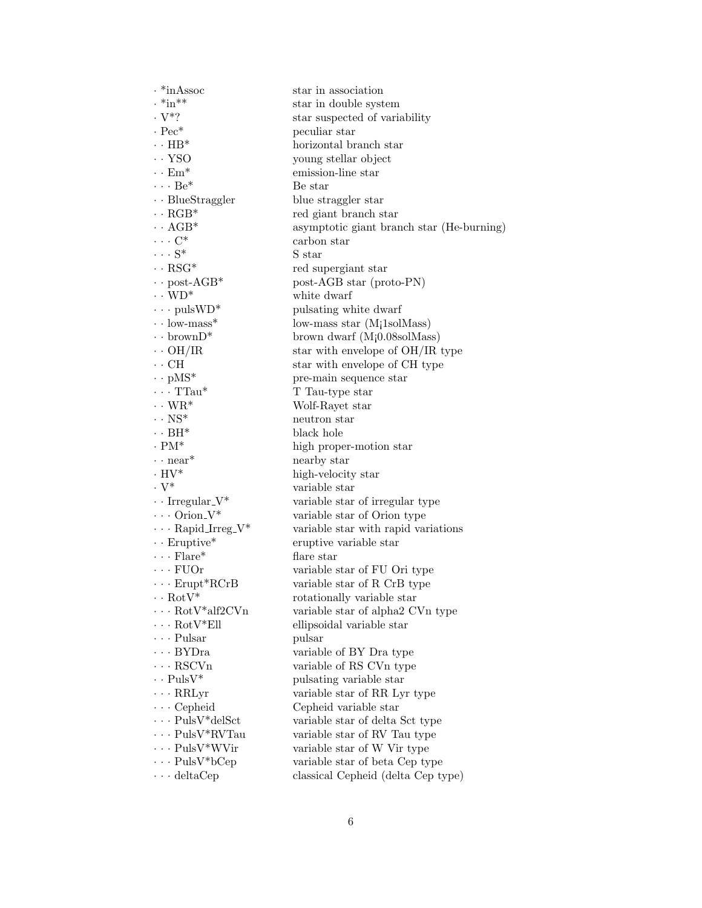| | |
|---|---|
| · *inAssoc | star in association |
| · *in** | star in double system |
| · V*? | star suspected of variability |
| · Pec* | peculiar star |
| · · HB* | horizontal branch star |
| · · YSO | young stellar object |
| · · Em* | emission-line star |
| · · · Be* | Be star |
| · · BlueStraggler | blue straggler star |
| · · RGB* | red giant branch star |
| · · AGB* | asymptotic giant branch star (He-burning) |
| · · · C* | carbon star |
| · · · S* | S star |
| · · RSG* | red supergiant star |
| · · post-AGB* | post-AGB star (proto-PN) |
| · · WD* | white dwarf |
| · · · pulsWD* | pulsating white dwarf |
| · · low-mass* | low-mass star (M¡1solMass) |
| · · brownD* | brown dwarf (M¡0.08solMass) |
| · · OH/IR | star with envelope of OH/IR type |
| · · CH | star with envelope of CH type |
| · · pMS* | pre-main sequence star |
| · · · TTau* | T Tau-type star |
| · · WR* | Wolf-Rayet star |
| · · NS* | neutron star |
| · · BH* | black hole |
| · PM* | high proper-motion star |
| · · near* | nearby star |
| · HV* | high-velocity star |
| · V* | variable star |
| · · Irregular_V* | variable star of irregular type |
| · · · Orion_V* | variable star of Orion type |
| · · · Rapid_Irreg_V* | variable star with rapid variations |
| · · Eruptive* | eruptive variable star |
| · · · Flare* | flare star |
| · · · FUOr | variable star of FU Ori type |
| · · · Erupt*RCrB | variable star of R CrB type |
| · · RotV* | rotationally variable star |
| · · · RotV*alf2CVn | variable star of alpha2 CVn type |
| · · · RotV*Ell | ellipsoidal variable star |
| · · · Pulsar | pulsar |
| · · · BYDra | variable of BY Dra type |
| · · · RSCVn | variable of RS CVn type |
| · · PulsV* | pulsating variable star |
| · · · RRLyr | variable star of RR Lyr type |
| · · · Cepheid | Cepheid variable star |
| · · · PulsV*delSct | variable star of delta Sct type |
| · · · PulsV*RVTau | variable star of RV Tau type |
| · · · PulsV*WVir | variable star of W Vir type |
| · · · PulsV*bCep | variable star of beta Cep type |
| · · · deltaCep | classical Cepheid (delta Cep type) |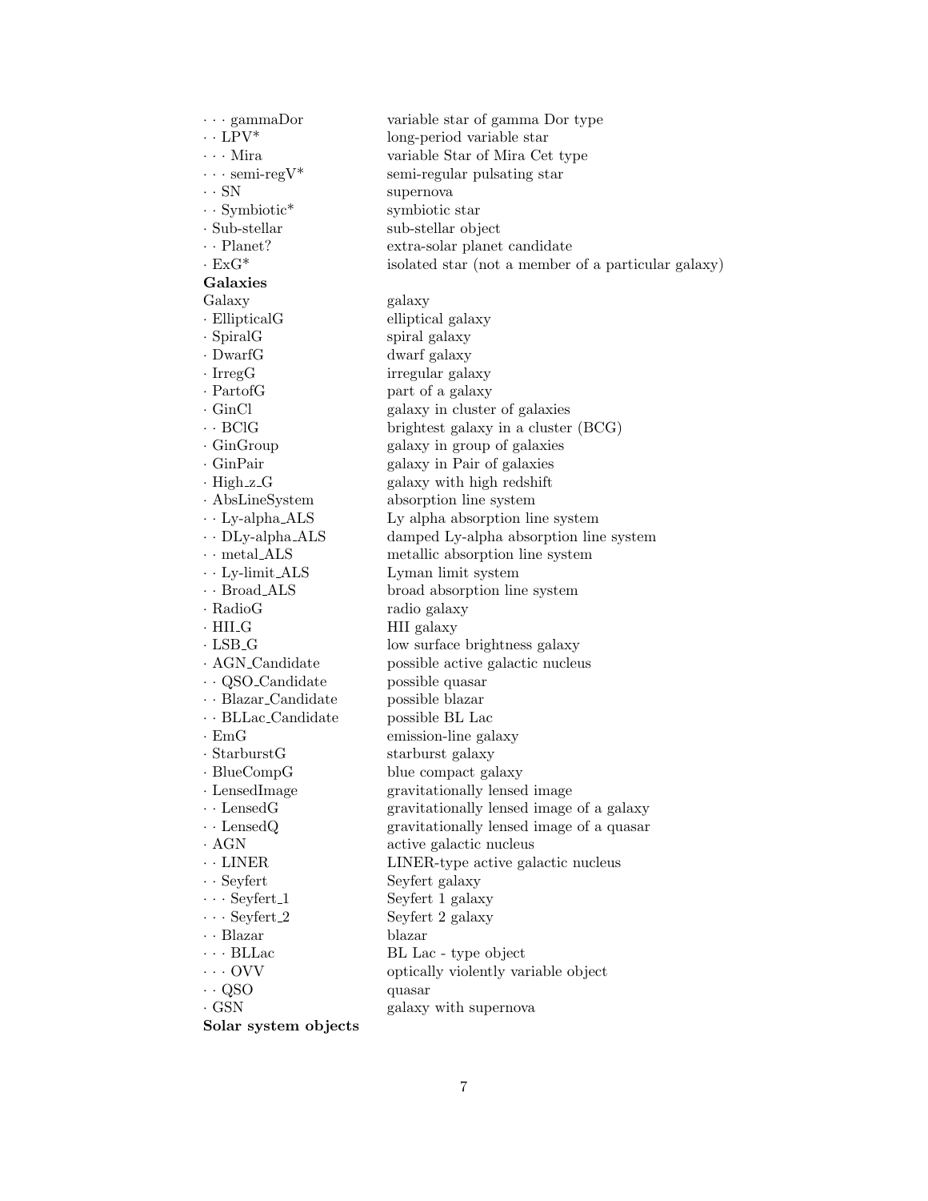| | |
|---|---|
| · · · gammaDor | variable star of gamma Dor type |
| · · LPV* | long-period variable star |
| · · · Mira | variable Star of Mira Cet type |
| · · · semi-regV* | semi-regular pulsating star |
| · · SN | supernova |
| · · Symbiotic* | symbiotic star |
| · Sub-stellar | sub-stellar object |
| · · Planet? | extra-solar planet candidate |
| · ExG* | isolated star (not a member of a particular galaxy) |
| **Galaxies** | |
| Galaxy | galaxy |
| · EllipticalG | elliptical galaxy |
| · SpiralG | spiral galaxy |
| · DwarfG | dwarf galaxy |
| · IrregG | irregular galaxy |
| · PartofG | part of a galaxy |
| · GinCl | galaxy in cluster of galaxies |
| · · BClG | brightest galaxy in a cluster (BCG) |
| · GinGroup | galaxy in group of galaxies |
| · GinPair | galaxy in Pair of galaxies |
| · High_z_G | galaxy with high redshift |
| · AbsLineSystem | absorption line system |
| · · Ly-alpha_ALS | Ly alpha absorption line system |
| · · DLy-alpha_ALS | damped Ly-alpha absorption line system |
| · · metal_ALS | metallic absorption line system |
| · · Ly-limit_ALS | Lyman limit system |
| · · Broad_ALS | broad absorption line system |
| · RadioG | radio galaxy |
| · HII_G | HII galaxy |
| · LSB_G | low surface brightness galaxy |
| · AGN_Candidate | possible active galactic nucleus |
| · · QSO_Candidate | possible quasar |
| · · Blazar_Candidate | possible blazar |
| · · BLLac_Candidate | possible BL Lac |
| · EmG | emission-line galaxy |
| · StarburstG | starburst galaxy |
| · BlueCompG | blue compact galaxy |
| · LensedImage | gravitationally lensed image |
| · · LensedG | gravitationally lensed image of a galaxy |
| · · LensedQ | gravitationally lensed image of a quasar |
| · AGN | active galactic nucleus |
| · · LINER | LINER-type active galactic nucleus |
| · · Seyfert | Seyfert galaxy |
| · · · Seyfert_1 | Seyfert 1 galaxy |
| · · · Seyfert_2 | Seyfert 2 galaxy |
| · · Blazar | blazar |
| · · · BLLac | BL Lac - type object |
| · · · OVV | optically violently variable object |
| · · QSO | quasar |
| · GSN | galaxy with supernova |
| **Solar system objects** | |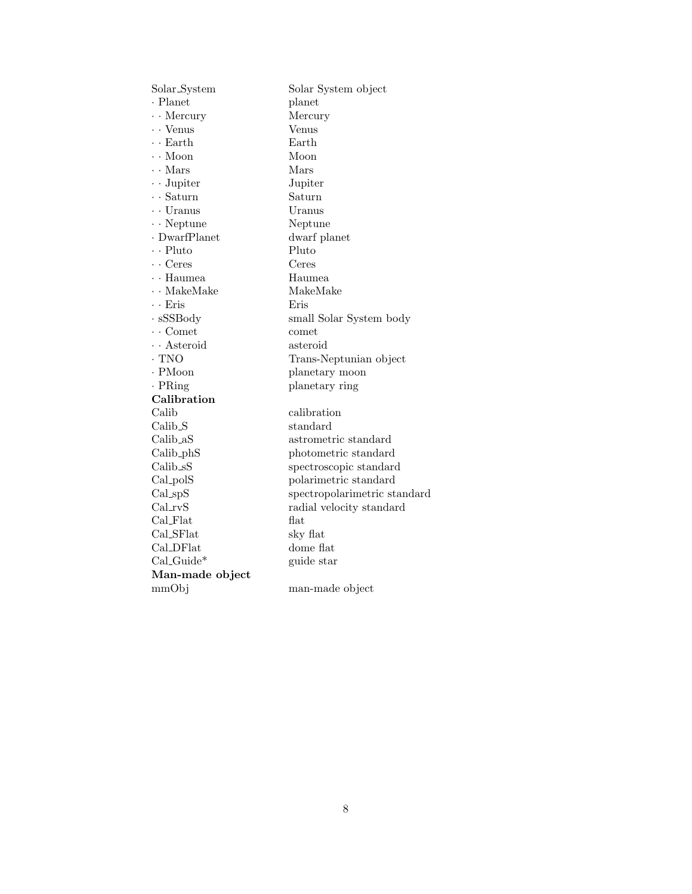| | |
|---|---|
| Solar_System | Solar System object |
| · Planet | planet |
| · · Mercury | Mercury |
| · · Venus | Venus |
| · · Earth | Earth |
| · · Moon | Moon |
| · · Mars | Mars |
| · · Jupiter | Jupiter |
| · · Saturn | Saturn |
| · · Uranus | Uranus |
| · · Neptune | Neptune |
| · DwarfPlanet | dwarf planet |
| · · Pluto | Pluto |
| · · Ceres | Ceres |
| · · Haumea | Haumea |
| · · MakeMake | MakeMake |
| · · Eris | Eris |
| · sSSBody | small Solar System body |
| · · Comet | comet |
| · · Asteroid | asteroid |
| · TNO | Trans-Neptunian object |
| · PMoon | planetary moon |
| · PRing | planetary ring |
| **Calibration** | |
| Calib | calibration |
| Calib_S | standard |
| Calib_aS | astrometric standard |
| Calib_phS | photometric standard |
| Calib_sS | spectroscopic standard |
| Cal_polS | polarimetric standard |
| Cal_spS | spectropolarimetric standard |
| Cal_rvS | radial velocity standard |
| Cal_Flat | flat |
| Cal_SFlat | sky flat |
| Cal_DFlat | dome flat |
| Cal_Guide* | guide star |
| **Man-made object** | |
| mmObj | man-made object |